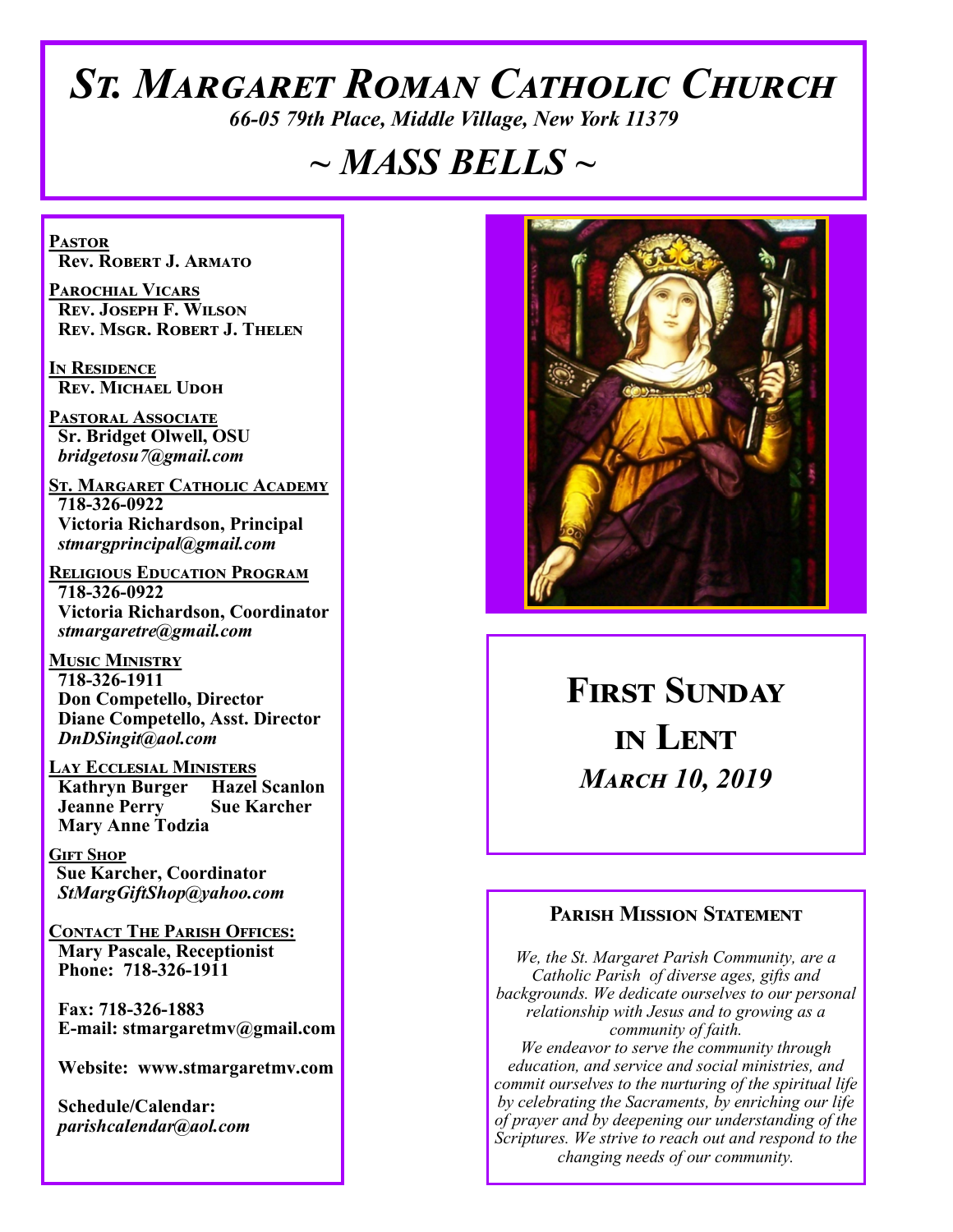# St. Margaret Roman Catholic Church

*66-05 79th Place, Middle Village, New York 11379*

# ~ MASS BELLS ~

**Pastor**
**Rev. Robert J. Armato**

**Parochial Vicars**
**Rev. Joseph F. Wilson**
**Rev. Msgr. Robert J. Thelen**

**In Residence**
**Rev. Michael Udoh**

**Pastoral Associate**
**Sr. Bridget Olwell, OSU**
*bridgetosu7@gmail.com*

**St. Margaret Catholic Academy**
**718-326-0922**
**Victoria Richardson, Principal**
*stmargprincipal@gmail.com*

**Religious Education Program**
**718-326-0922**
**Victoria Richardson, Coordinator**
*stmargaretre@gmail.com*

**Music Ministry**
**718-326-1911**
**Don Competello, Director**
**Diane Competello, Asst. Director**
*DnDSingit@aol.com*

**Lay Ecclesial Ministers**
**Kathryn Burger**
**Hazel Scanlon**
**Jeanne Perry**
**Sue Karcher**
**Mary Anne Todzia**

**Gift Shop**
**Sue Karcher, Coordinator**
*StMargGiftShop@yahoo.com*

**Contact The Parish Offices:**
**Mary Pascale, Receptionist**
**Phone: 718-326-1911**

**Fax: 718-326-1883**
**E-mail: stmargaretmv@gmail.com**

**Website: www.stmargaretmv.com**

**Schedule/Calendar:**
*parishcalendar@aol.com*

## First Sunday in Lent

*March 10, 2019*

### Parish Mission Statement

*We, the St. Margaret Parish Community, are a Catholic Parish of diverse ages, gifts and backgrounds. We dedicate ourselves to our personal relationship with Jesus and to growing as a community of faith.*
*We endeavor to serve the community through education, and service and social ministries, and commit ourselves to the nurturing of the spiritual life by celebrating the Sacraments, by enriching our life of prayer and by deepening our understanding of the Scriptures. We strive to reach out and respond to the changing needs of our community.*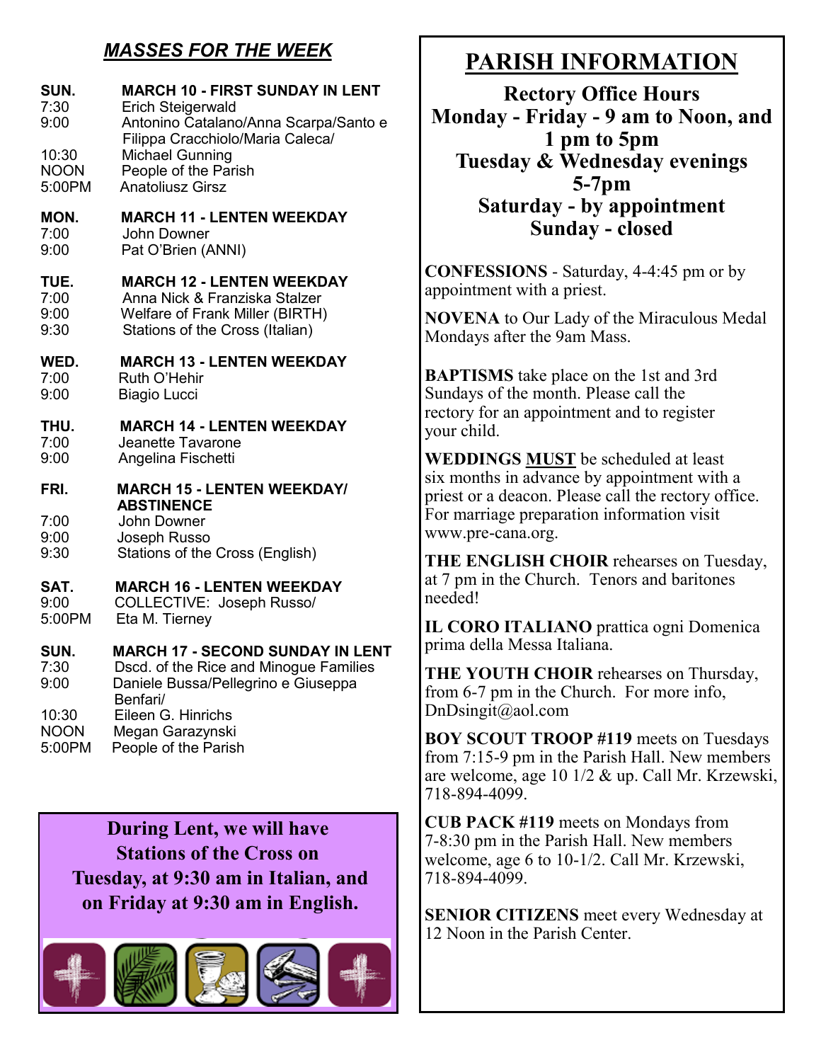## *MASSES FOR THE WEEK*

**SUN. — MARCH 10 - FIRST SUNDAY IN LENT**
- 7:30 — Erich Steigerwald
- 9:00 — Antonino Catalano/Anna Scarpa/Santo e Filippa Cracchiolo/Maria Caleca/
- 10:30 — Michael Gunning
- NOON — People of the Parish
- 5:00PM — Anatoliusz Girsz

**MON. — MARCH 11 - LENTEN WEEKDAY**
- 7:00 — John Downer
- 9:00 — Pat O'Brien (ANNI)

**TUE. — MARCH 12 - LENTEN WEEKDAY**
- 7:00 — Anna Nick & Franziska Stalzer
- 9:00 — Welfare of Frank Miller (BIRTH)
- 9:30 — Stations of the Cross (Italian)

**WED. — MARCH 13 - LENTEN WEEKDAY**
- 7:00 — Ruth O'Hehir
- 9:00 — Biagio Lucci

**THU. — MARCH 14 - LENTEN WEEKDAY**
- 7:00 — Jeanette Tavarone
- 9:00 — Angelina Fischetti

**FRI. — MARCH 15 - LENTEN WEEKDAY/ ABSTINENCE**
- 7:00 — John Downer
- 9:00 — Joseph Russo
- 9:30 — Stations of the Cross (English)

**SAT. — MARCH 16 - LENTEN WEEKDAY**
- 9:00 — COLLECTIVE: Joseph Russo/
- 5:00PM — Eta M. Tierney

**SUN. — MARCH 17 - SECOND SUNDAY IN LENT**
- 7:30 — Dscd. of the Rice and Minogue Families
- 9:00 — Daniele Bussa/Pellegrino e Giuseppa Benfari/
- 10:30 — Eileen G. Hinrichs
- NOON — Megan Garazynski
- 5:00PM — People of the Parish

**During Lent, we will have Stations of the Cross on Tuesday, at 9:30 am in Italian, and on Friday at 9:30 am in English.**

## PARISH INFORMATION

**Rectory Office Hours**
**Monday - Friday - 9 am to Noon, and 1 pm to 5pm**
**Tuesday & Wednesday evenings 5-7pm**
**Saturday - by appointment**
**Sunday - closed**

**CONFESSIONS** - Saturday, 4-4:45 pm or by appointment with a priest.

**NOVENA** to Our Lady of the Miraculous Medal Mondays after the 9am Mass.

**BAPTISMS** take place on the 1st and 3rd Sundays of the month. Please call the rectory for an appointment and to register your child.

**WEDDINGS MUST** be scheduled at least six months in advance by appointment with a priest or a deacon. Please call the rectory office. For marriage preparation information visit www.pre-cana.org.

**THE ENGLISH CHOIR** rehearses on Tuesday, at 7 pm in the Church. Tenors and baritones needed!

**IL CORO ITALIANO** prattica ogni Domenica prima della Messa Italiana.

**THE YOUTH CHOIR** rehearses on Thursday, from 6-7 pm in the Church. For more info, DnDsingit@aol.com

**BOY SCOUT TROOP #119** meets on Tuesdays from 7:15-9 pm in the Parish Hall. New members are welcome, age 10 1/2 & up. Call Mr. Krzewski, 718-894-4099.

**CUB PACK #119** meets on Mondays from 7-8:30 pm in the Parish Hall. New members welcome, age 6 to 10-1/2. Call Mr. Krzewski, 718-894-4099.

**SENIOR CITIZENS** meet every Wednesday at 12 Noon in the Parish Center.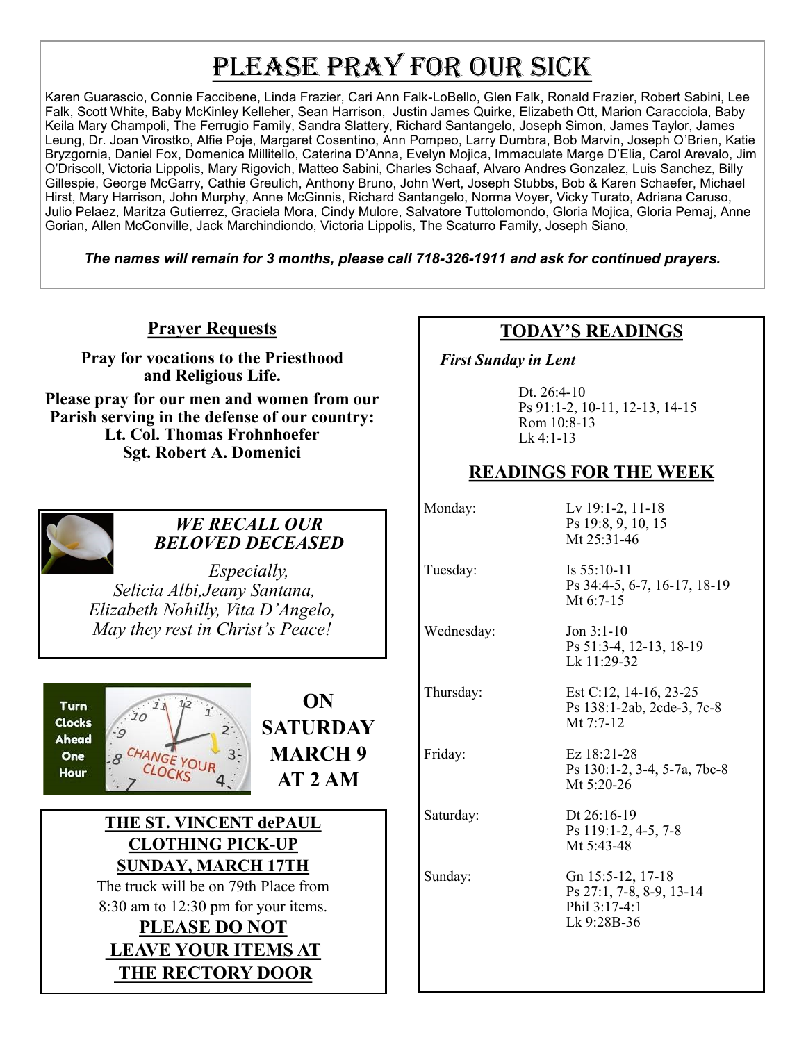# Please Pray for Our Sick

Karen Guarascio, Connie Faccibene, Linda Frazier, Cari Ann Falk-LoBello, Glen Falk, Ronald Frazier, Robert Sabini, Lee Falk, Scott White, Baby McKinley Kelleher, Sean Harrison, Justin James Quirke, Elizabeth Ott, Marion Caracciola, Baby Keila Mary Champoli, The Ferrugio Family, Sandra Slattery, Richard Santangelo, Joseph Simon, James Taylor, James Leung, Dr. Joan Virostko, Alfie Poje, Margaret Cosentino, Ann Pompeo, Larry Dumbra, Bob Marvin, Joseph O'Brien, Katie Bryzgornia, Daniel Fox, Domenica Millitello, Caterina D'Anna, Evelyn Mojica, Immaculate Marge D'Elia, Carol Arevalo, Jim O'Driscoll, Victoria Lippolis, Mary Rigovich, Matteo Sabini, Charles Schaaf, Alvaro Andres Gonzalez, Luis Sanchez, Billy Gillespie, George McGarry, Cathie Greulich, Anthony Bruno, John Wert, Joseph Stubbs, Bob & Karen Schaefer, Michael Hirst, Mary Harrison, John Murphy, Anne McGinnis, Richard Santangelo, Norma Voyer, Vicky Turato, Adriana Caruso, Julio Pelaez, Maritza Gutierrez, Graciela Mora, Cindy Mulore, Salvatore Tuttolomondo, Gloria Mojica, Gloria Pemaj, Anne Gorian, Allen McConville, Jack Marchindiondo, Victoria Lippolis, The Scaturro Family, Joseph Siano,

***The names will remain for 3 months, please call 718-326-1911 and ask for continued prayers.***

## Prayer Requests

**Pray for vocations to the Priesthood and Religious Life.**

**Please pray for our men and women from our Parish serving in the defense of our country:**
**Lt. Col. Thomas Frohnhoefer**
**Sgt. Robert A. Domenici**

***WE RECALL OUR BELOVED DECEASED***

*Especially,*
*Selicia Albi,Jeany Santana,*
*Elizabeth Nohilly, Vita D'Angelo,*
*May they rest in Christ's Peace!*

Turn Clocks Ahead One Hour

**ON SATURDAY MARCH 9 AT 2 AM**

**THE ST. VINCENT dePAUL CLOTHING PICK-UP**
**SUNDAY, MARCH 17TH**

The truck will be on 79th Place from 8:30 am to 12:30 pm for your items.

**PLEASE DO NOT LEAVE YOUR ITEMS AT THE RECTORY DOOR**

## TODAY'S READINGS

***First Sunday in Lent***

Dt. 26:4-10
Ps 91:1-2, 10-11, 12-13, 14-15
Rom 10:8-13
Lk 4:1-13

## READINGS FOR THE WEEK

| | |
|---|---|
| Monday: | Lv 19:1-2, 11-18<br>Ps 19:8, 9, 10, 15<br>Mt 25:31-46 |
| Tuesday: | Is 55:10-11<br>Ps 34:4-5, 6-7, 16-17, 18-19<br>Mt 6:7-15 |
| Wednesday: | Jon 3:1-10<br>Ps 51:3-4, 12-13, 18-19<br>Lk 11:29-32 |
| Thursday: | Est C:12, 14-16, 23-25<br>Ps 138:1-2ab, 2cde-3, 7c-8<br>Mt 7:7-12 |
| Friday: | Ez 18:21-28<br>Ps 130:1-2, 3-4, 5-7a, 7bc-8<br>Mt 5:20-26 |
| Saturday: | Dt 26:16-19<br>Ps 119:1-2, 4-5, 7-8<br>Mt 5:43-48 |
| Sunday: | Gn 15:5-12, 17-18<br>Ps 27:1, 7-8, 8-9, 13-14<br>Phil 3:17-4:1<br>Lk 9:28B-36 |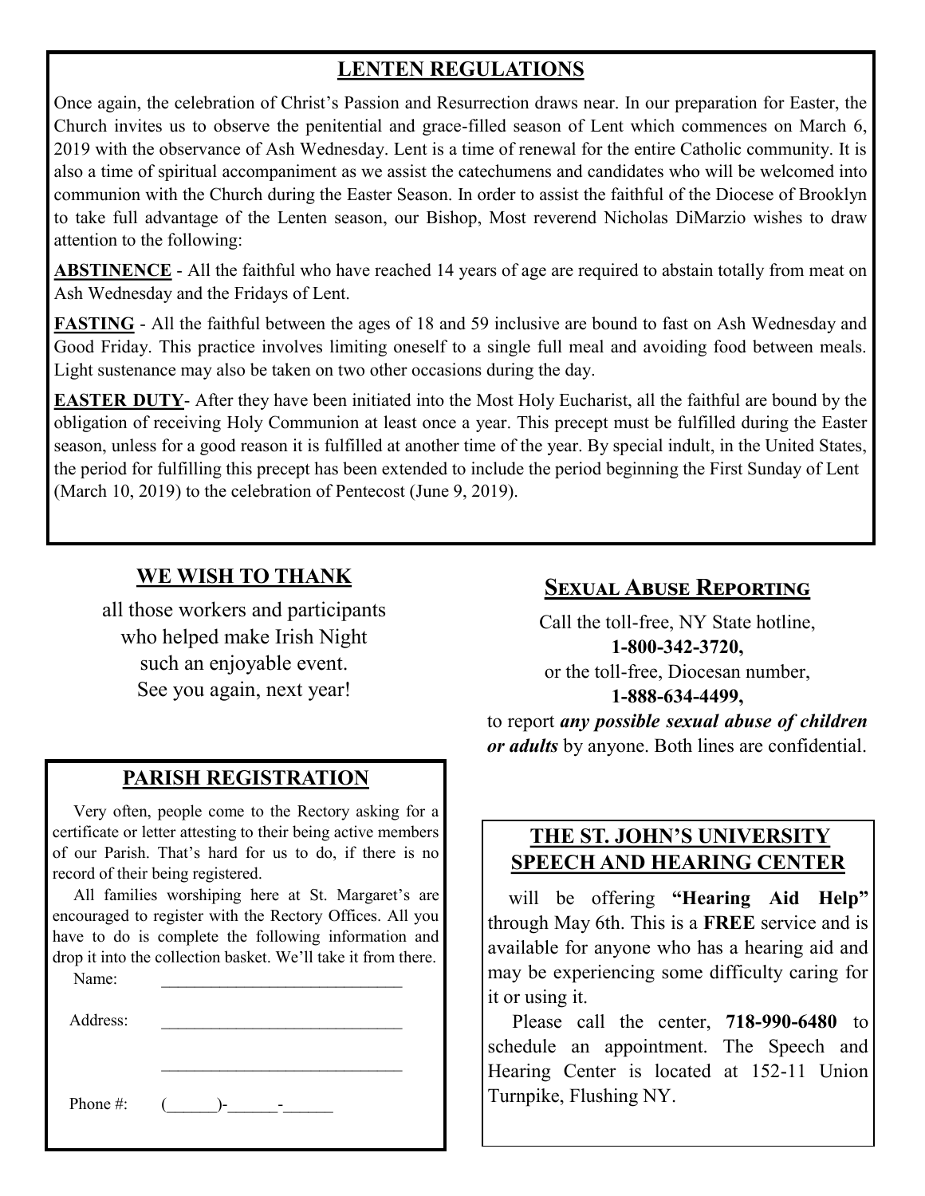## LENTEN REGULATIONS

Once again, the celebration of Christ's Passion and Resurrection draws near. In our preparation for Easter, the Church invites us to observe the penitential and grace-filled season of Lent which commences on March 6, 2019 with the observance of Ash Wednesday. Lent is a time of renewal for the entire Catholic community. It is also a time of spiritual accompaniment as we assist the catechumens and candidates who will be welcomed into communion with the Church during the Easter Season. In order to assist the faithful of the Diocese of Brooklyn to take full advantage of the Lenten season, our Bishop, Most reverend Nicholas DiMarzio wishes to draw attention to the following:

**ABSTINENCE** - All the faithful who have reached 14 years of age are required to abstain totally from meat on Ash Wednesday and the Fridays of Lent.

**FASTING** - All the faithful between the ages of 18 and 59 inclusive are bound to fast on Ash Wednesday and Good Friday. This practice involves limiting oneself to a single full meal and avoiding food between meals. Light sustenance may also be taken on two other occasions during the day.

**EASTER DUTY**- After they have been initiated into the Most Holy Eucharist, all the faithful are bound by the obligation of receiving Holy Communion at least once a year. This precept must be fulfilled during the Easter season, unless for a good reason it is fulfilled at another time of the year. By special indult, in the United States, the period for fulfilling this precept has been extended to include the period beginning the First Sunday of Lent (March 10, 2019) to the celebration of Pentecost (June 9, 2019).

## WE WISH TO THANK

all those workers and participants who helped make Irish Night such an enjoyable event. See you again, next year!

## PARISH REGISTRATION

Very often, people come to the Rectory asking for a certificate or letter attesting to their being active members of our Parish. That's hard for us to do, if there is no record of their being registered.

All families worshiping here at St. Margaret's are encouraged to register with the Rectory Offices. All you have to do is complete the following information and drop it into the collection basket. We'll take it from there.

Name: ____________________________

Address: ____________________________

____________________________

Phone #: (______)-______-______

## SEXUAL ABUSE REPORTING

Call the toll-free, NY State hotline,
**1-800-342-3720,**
or the toll-free, Diocesan number,
**1-888-634-4499,**
to report ***any possible sexual abuse of children or adults*** by anyone. Both lines are confidential.

## THE ST. JOHN'S UNIVERSITY SPEECH AND HEARING CENTER

will be offering **"Hearing Aid Help"** through May 6th. This is a **FREE** service and is available for anyone who has a hearing aid and may be experiencing some difficulty caring for it or using it.

Please call the center, **718-990-6480** to schedule an appointment. The Speech and Hearing Center is located at 152-11 Union Turnpike, Flushing NY.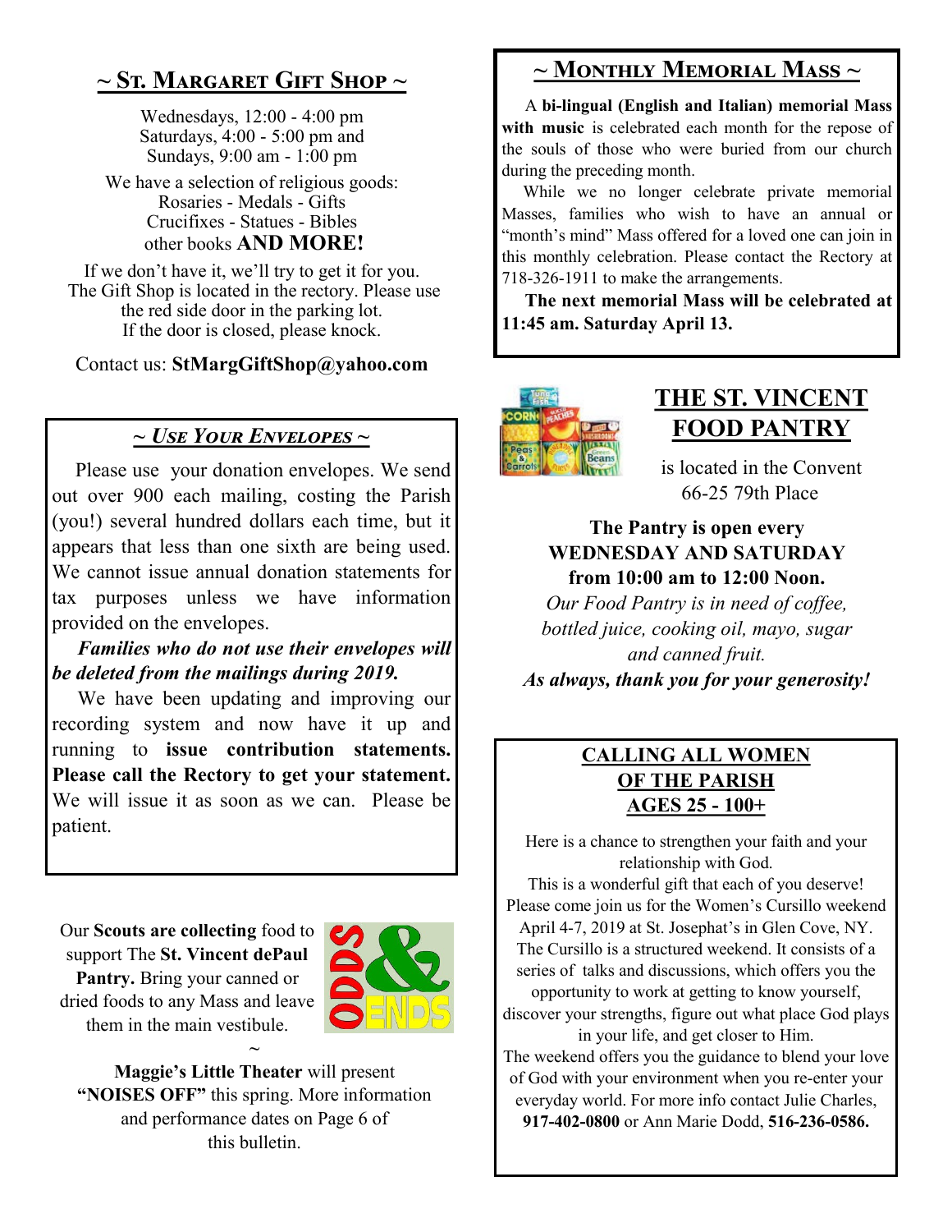## ~ St. Margaret Gift Shop ~

Wednesdays, 12:00 - 4:00 pm
Saturdays, 4:00 - 5:00 pm and
Sundays, 9:00 am - 1:00 pm

We have a selection of religious goods:
Rosaries - Medals - Gifts
Crucifixes - Statues - Bibles
other books **AND MORE!**

If we don't have it, we'll try to get it for you. The Gift Shop is located in the rectory. Please use the red side door in the parking lot. If the door is closed, please knock.

Contact us: **StMargGiftShop@yahoo.com**

## *~ Use Your Envelopes ~*

Please use your donation envelopes. We send out over 900 each mailing, costing the Parish (you!) several hundred dollars each time, but it appears that less than one sixth are being used. We cannot issue annual donation statements for tax purposes unless we have information provided on the envelopes.

***Families who do not use their envelopes will be deleted from the mailings during 2019.***

We have been updating and improving our recording system and now have it up and running to **issue contribution statements. Please call the Rectory to get your statement.** We will issue it as soon as we can. Please be patient.

Our **Scouts are collecting** food to support The **St. Vincent dePaul Pantry.** Bring your canned or dried foods to any Mass and leave them in the main vestibule.

~

**Maggie's Little Theater** will present **"NOISES OFF"** this spring. More information and performance dates on Page 6 of this bulletin.

## ~ Monthly Memorial Mass ~

A **bi-lingual (English and Italian) memorial Mass with music** is celebrated each month for the repose of the souls of those who were buried from our church during the preceding month.

While we no longer celebrate private memorial Masses, families who wish to have an annual or "month's mind" Mass offered for a loved one can join in this monthly celebration. Please contact the Rectory at 718-326-1911 to make the arrangements.

**The next memorial Mass will be celebrated at 11:45 am. Saturday April 13.**

## THE ST. VINCENT FOOD PANTRY

is located in the Convent
66-25 79th Place

**The Pantry is open every WEDNESDAY AND SATURDAY from 10:00 am to 12:00 Noon.**

*Our Food Pantry is in need of coffee, bottled juice, cooking oil, mayo, sugar and canned fruit.*

***As always, thank you for your generosity!***

## CALLING ALL WOMEN OF THE PARISH AGES 25 - 100+

Here is a chance to strengthen your faith and your relationship with God.
This is a wonderful gift that each of you deserve!
Please come join us for the Women's Cursillo weekend April 4-7, 2019 at St. Josephat's in Glen Cove, NY.
The Cursillo is a structured weekend. It consists of a series of talks and discussions, which offers you the opportunity to work at getting to know yourself, discover your strengths, figure out what place God plays in your life, and get closer to Him.
The weekend offers you the guidance to blend your love of God with your environment when you re-enter your everyday world. For more info contact Julie Charles, **917-402-0800** or Ann Marie Dodd, **516-236-0586.**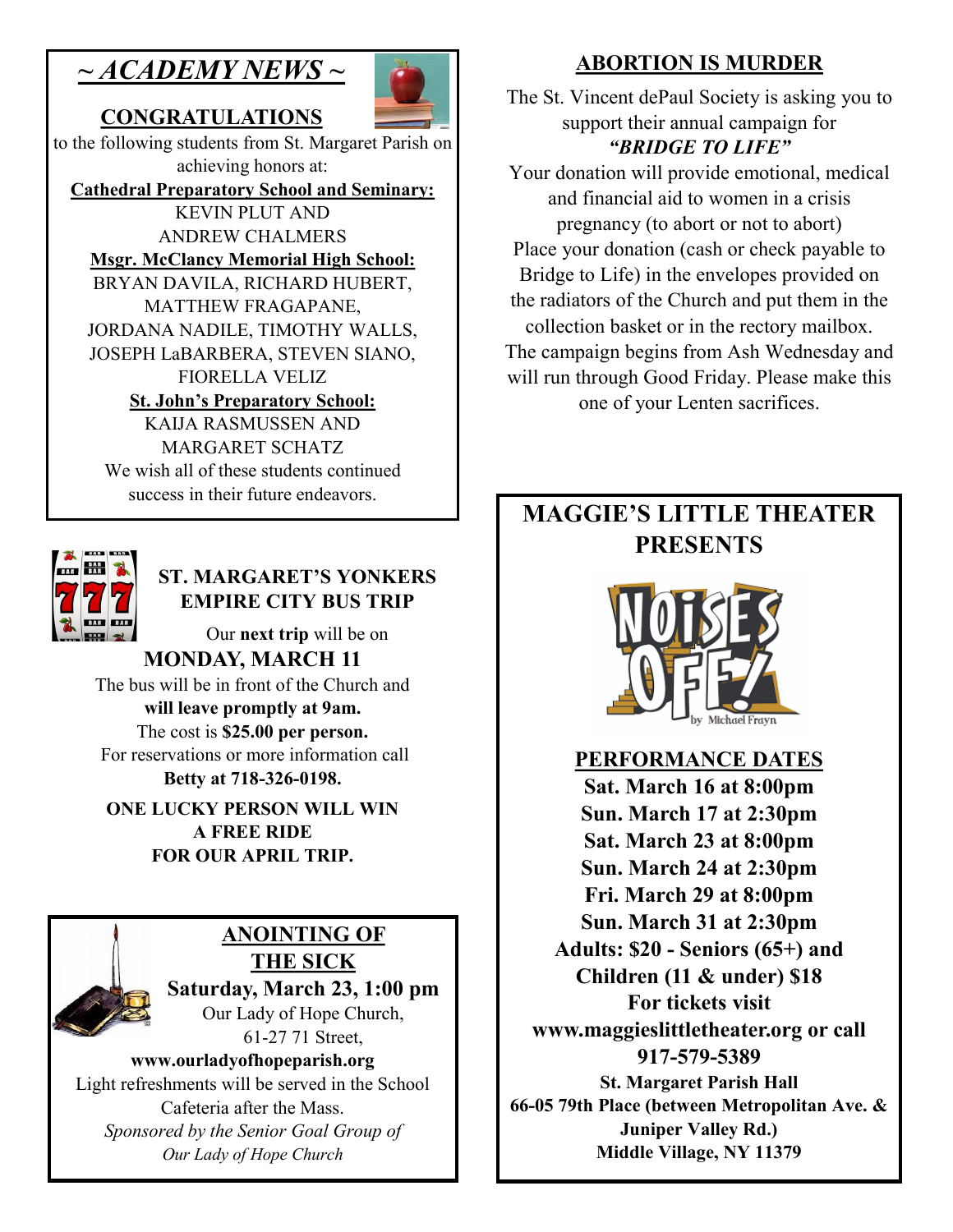## ~ *ACADEMY NEWS* ~

### CONGRATULATIONS

to the following students from St. Margaret Parish on achieving honors at:

**Cathedral Preparatory School and Seminary:**
KEVIN PLUT AND
ANDREW CHALMERS

**Msgr. McClancy Memorial High School:**
BRYAN DAVILA, RICHARD HUBERT,
MATTHEW FRAGAPANE,
JORDANA NADILE, TIMOTHY WALLS,
JOSEPH LaBARBERA, STEVEN SIANO,
FIORELLA VELIZ

**St. John's Preparatory School:**
KAIJA RASMUSSEN AND
MARGARET SCHATZ

We wish all of these students continued success in their future endeavors.

## ST. MARGARET'S YONKERS EMPIRE CITY BUS TRIP

Our **next trip** will be on

**MONDAY, MARCH 11**

The bus will be in front of the Church and **will leave promptly at 9am.**

The cost is **$25.00 per person.**

For reservations or more information call **Betty at 718-326-0198.**

**ONE LUCKY PERSON WILL WIN A FREE RIDE FOR OUR APRIL TRIP.**

## ANOINTING OF THE SICK

**Saturday, March 23, 1:00 pm**

Our Lady of Hope Church,
61-27 71 Street,
**www.ourladyofhopeparish.org**

Light refreshments will be served in the School Cafeteria after the Mass.

*Sponsored by the Senior Goal Group of Our Lady of Hope Church*

## ABORTION IS MURDER

The St. Vincent dePaul Society is asking you to support their annual campaign for

***"BRIDGE TO LIFE"***

Your donation will provide emotional, medical and financial aid to women in a crisis pregnancy (to abort or not to abort)

Place your donation (cash or check payable to Bridge to Life) in the envelopes provided on the radiators of the Church and put them in the collection basket or in the rectory mailbox.

The campaign begins from Ash Wednesday and will run through Good Friday. Please make this one of your Lenten sacrifices.

## MAGGIE'S LITTLE THEATER PRESENTS

NOISES OFF!
by Michael Frayn

### PERFORMANCE DATES

**Sat. March 16 at 8:00pm**
**Sun. March 17 at 2:30pm**
**Sat. March 23 at 8:00pm**
**Sun. March 24 at 2:30pm**
**Fri. March 29 at 8:00pm**
**Sun. March 31 at 2:30pm**

**Adults: $20 - Seniors (65+) and Children (11 & under) $18**

**For tickets visit www.maggieslittletheater.org or call 917-579-5389**

**St. Margaret Parish Hall**
**66-05 79th Place (between Metropolitan Ave. & Juniper Valley Rd.)**
**Middle Village, NY 11379**